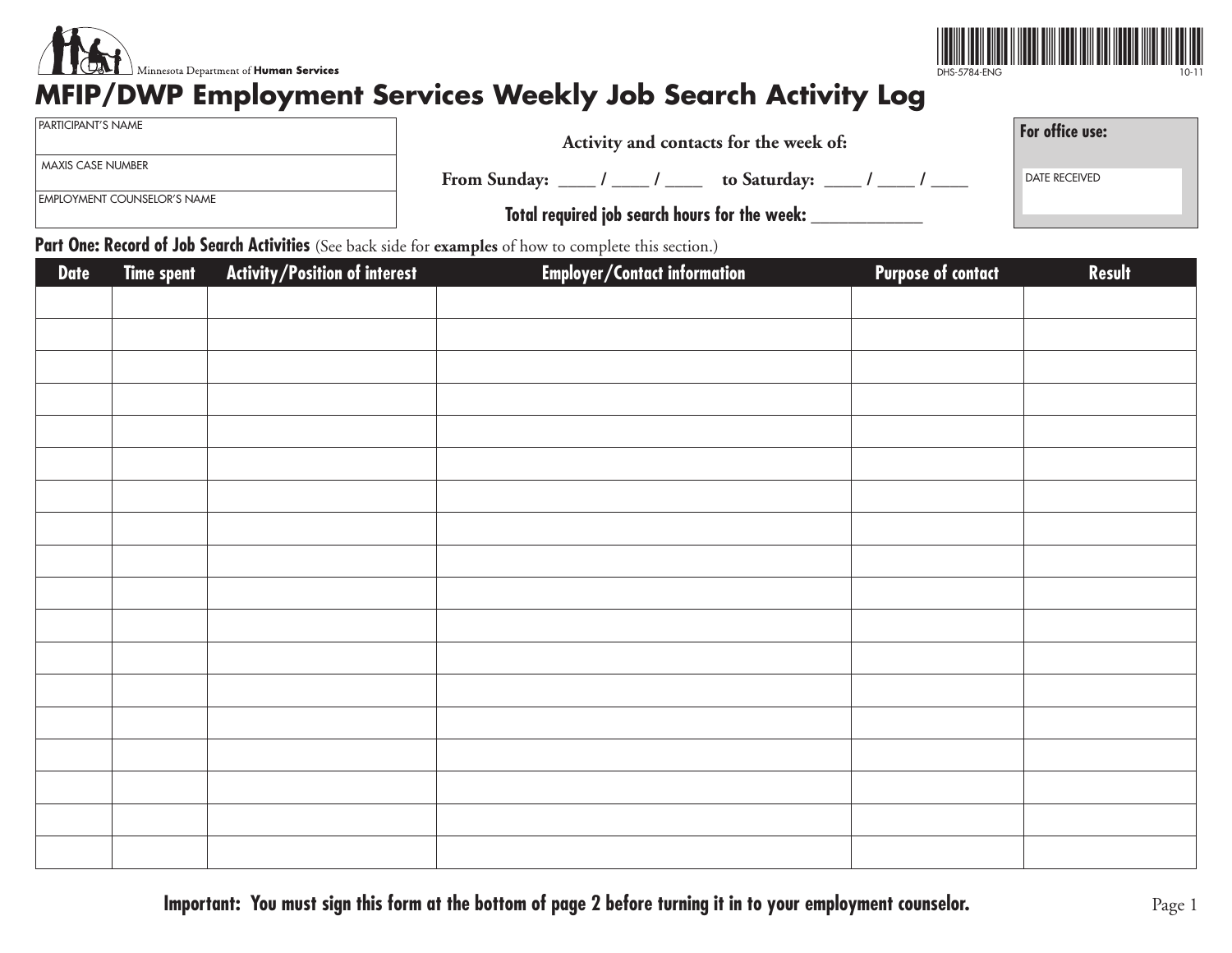Minnesota Department of **Human Services**

DHS-5784-ENG 10-11

# MFIP/DWP Employment Services Weekly Job Search Activity Log

PARTICIPANT'S NAME

MAXIS CASE NUMBER

EMPLOYMENT COUNSELOR'S NAME

**Activity and contacts for the week of:**

**From Sunday: ____ / ____ / ____ to Saturday: ____ / ____ / ____**

**Total required job search hours for the week: ____________**

**For office use:**

DATE RECEIVED

**Part One: Record of Job Search Activities** (See back side for **examples** of how to complete this section.)

| Date | Time spent | Activity/Position of interest | Employer/Contact information | Purpose of contact | Result |
|---|---|---|---|---|---|
| | | | | | |
| | | | | | |
| | | | | | |
| | | | | | |
| | | | | | |
| | | | | | |
| | | | | | |
| | | | | | |
| | | | | | |
| | | | | | |
| | | | | | |
| | | | | | |
| | | | | | |
| | | | | | |
| | | | | | |
| | | | | | |
| | | | | | |
| | | | | | |

**Important: You must sign this form at the bottom of page 2 before turning it in to your employment counselor.**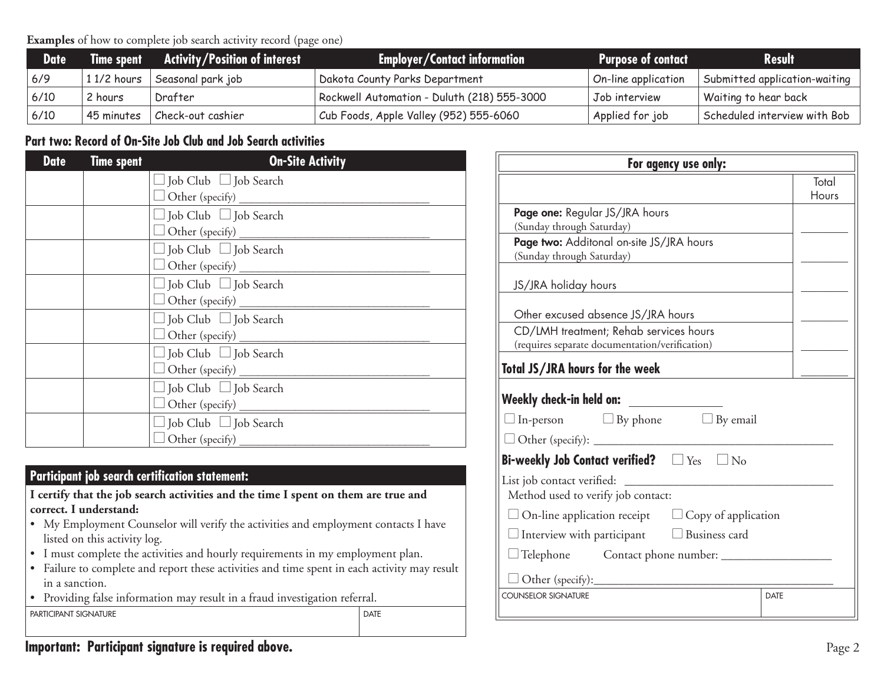**Examples** of how to complete job search activity record (page one)

| Date | Time spent | Activity/Position of interest | Employer/Contact information | Purpose of contact | Result |
|---|---|---|---|---|---|
| 6/9 | 1 1/2 hours | Seasonal park job | Dakota County Parks Department | On-line application | Submitted application-waiting |
| 6/10 | 2 hours | Drafter | Rockwell Automation - Duluth (218) 555-3000 | Job interview | Waiting to hear back |
| 6/10 | 45 minutes | Check-out cashier | Cub Foods, Apple Valley (952) 555-6060 | Applied for job | Scheduled interview with Bob |

## Part two: Record of On-Site Job Club and Job Search activities

| Date | Time spent | On-Site Activity |
|---|---|---|
| | | ☐ Job Club ☐ Job Search ☐ Other (specify) ______ |
| | | ☐ Job Club ☐ Job Search ☐ Other (specify) ______ |
| | | ☐ Job Club ☐ Job Search ☐ Other (specify) ______ |
| | | ☐ Job Club ☐ Job Search ☐ Other (specify) ______ |
| | | ☐ Job Club ☐ Job Search ☐ Other (specify) ______ |
| | | ☐ Job Club ☐ Job Search ☐ Other (specify) ______ |
| | | ☐ Job Club ☐ Job Search ☐ Other (specify) ______ |
| | | ☐ Job Club ☐ Job Search ☐ Other (specify) ______ |

### Participant job search certification statement:

**I certify that the job search activities and the time I spent on them are true and correct. I understand:**

- My Employment Counselor will verify the activities and employment contacts I have listed on this activity log.
- I must complete the activities and hourly requirements in my employment plan.
- Failure to complete and report these activities and time spent in each activity may result in a sanction.
- Providing false information may result in a fraud investigation referral.

| PARTICIPANT SIGNATURE | DATE |
|---|---|
| | |

**Important: Participant signature is required above.**

### For agency use only:

| | Total Hours |
|---|---|
| **Page one:** Regular JS/JRA hours (Sunday through Saturday) | ______ |
| **Page two:** Additonal on-site JS/JRA hours (Sunday through Saturday) | ______ |
| JS/JRA holiday hours | ______ |
| Other excused absence JS/JRA hours | ______ |
| CD/LMH treatment; Rehab services hours (requires separate documentation/verification) | ______ |
| **Total JS/JRA hours for the week** | ______ |

**Weekly check-in held on:** ______________

☐ In-person ☐ By phone ☐ By email

☐ Other (specify): ______________________________

**Bi-weekly Job Contact verified?** ☐ Yes ☐ No

List job contact verified: ______________________________

Method used to verify job contact:

☐ On-line application receipt ☐ Copy of application

☐ Interview with participant ☐ Business card

☐ Telephone Contact phone number: ______________

☐ Other (specify): ______________________________

| COUNSELOR SIGNATURE | DATE |
|---|---|
| | |